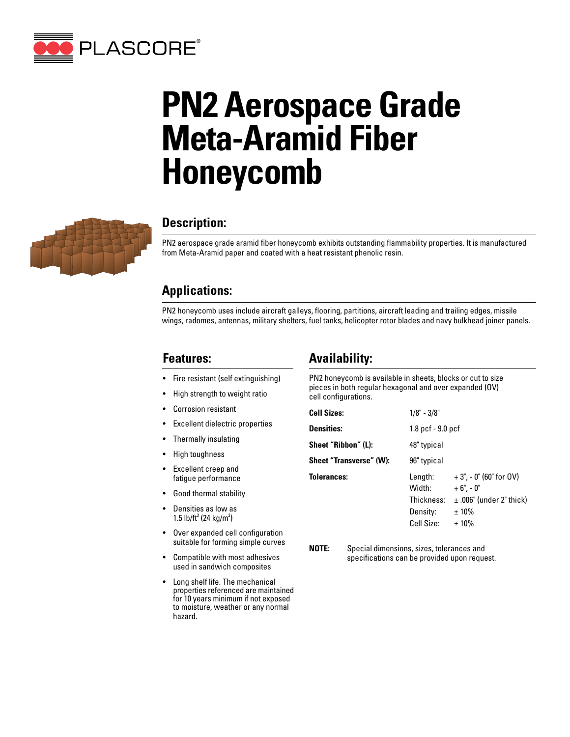PLASCORE®

# PN2 Aerospace Grade Meta-Aramid Fiber Honeycomb

## Description:

PN2 aerospace grade aramid fiber honeycomb exhibits outstanding flammability properties. It is manufactured from Meta-Aramid paper and coated with a heat resistant phenolic resin.

## Applications:

PN2 honeycomb uses include aircraft galleys, flooring, partitions, aircraft leading and trailing edges, missile wings, radomes, antennas, military shelters, fuel tanks, helicopter rotor blades and navy bulkhead joiner panels.

## Features:

- Fire resistant (self extinguishing)
- High strength to weight ratio
- Corrosion resistant
- Excellent dielectric properties
- Thermally insulating
- High toughness
- Excellent creep and fatigue performance
- Good thermal stability
- Densities as low as 1.5 lb/ft$^3$ (24 kg/m$^3$)
- Over expanded cell configuration suitable for forming simple curves
- Compatible with most adhesives used in sandwich composites
- Long shelf life. The mechanical properties referenced are maintained for 10 years minimum if not exposed to moisture, weather or any normal hazard.

## Availability:

PN2 honeycomb is available in sheets, blocks or cut to size pieces in both regular hexagonal and over expanded (OV) cell configurations.

| | | |
|---|---|---|
| **Cell Sizes:** | 1/8" - 3/8" | |
| **Densities:** | 1.8 pcf - 9.0 pcf | |
| **Sheet "Ribbon" (L):** | 48" typical | |
| **Sheet "Transverse" (W):** | 96" typical | |
| **Tolerances:** | Length: | + 3", - 0" (60" for OV) |
| | Width: | + 6", - 0" |
| | Thickness: | ± .006" (under 2" thick) |
| | Density: | ± 10% |
| | Cell Size: | ± 10% |

**NOTE:** Special dimensions, sizes, tolerances and specifications can be provided upon request.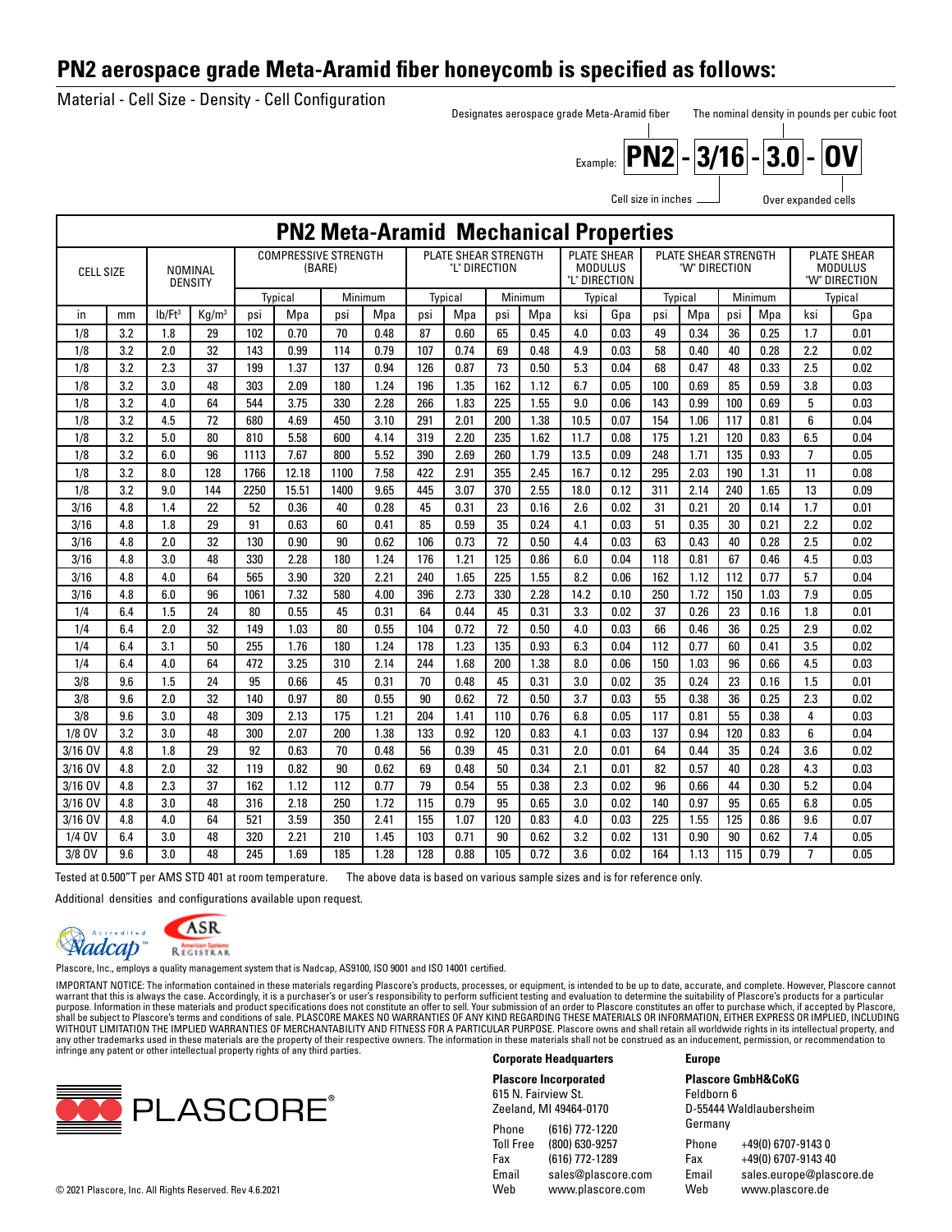## PN2 aerospace grade Meta-Aramid fiber honeycomb is specified as follows:

Material - Cell Size - Density - Cell Configuration

Designates aerospace grade Meta-Aramid fiber

The nominal density in pounds per cubic foot

Example: **PN2 - 3/16 - 3.0 - OV**

Cell size in inches

Over expanded cells

### PN2 Meta-Aramid Mechanical Properties

| CELL SIZE | | NOMINAL DENSITY | | COMPRESSIVE STRENGTH (BARE) | | | | PLATE SHEAR STRENGTH "L" DIRECTION | | | | PLATE SHEAR MODULUS "L" DIRECTION | | PLATE SHEAR STRENGTH "W" DIRECTION | | | | PLATE SHEAR MODULUS "W" DIRECTION | |
|---|---|---|---|---|---|---|---|---|---|---|---|---|---|---|---|---|---|---|---|
| | | | | Typical | | Minimum | | Typical | | Minimum | | Typical | | Typical | | Minimum | | Typical | |
| in | mm | lb/Ft³ | Kg/m³ | psi | Mpa | psi | Mpa | psi | Mpa | psi | Mpa | ksi | Gpa | psi | Mpa | psi | Mpa | ksi | Gpa |
| 1/8 | 3.2 | 1.8 | 29 | 102 | 0.70 | 70 | 0.48 | 87 | 0.60 | 65 | 0.45 | 4.0 | 0.03 | 49 | 0.34 | 36 | 0.25 | 1.7 | 0.01 |
| 1/8 | 3.2 | 2.0 | 32 | 143 | 0.99 | 114 | 0.79 | 107 | 0.74 | 69 | 0.48 | 4.9 | 0.03 | 58 | 0.40 | 40 | 0.28 | 2.2 | 0.02 |
| 1/8 | 3.2 | 2.3 | 37 | 199 | 1.37 | 137 | 0.94 | 126 | 0.87 | 73 | 0.50 | 5.3 | 0.04 | 68 | 0.47 | 48 | 0.33 | 2.5 | 0.02 |
| 1/8 | 3.2 | 3.0 | 48 | 303 | 2.09 | 180 | 1.24 | 196 | 1.35 | 162 | 1.12 | 6.7 | 0.05 | 100 | 0.69 | 85 | 0.59 | 3.8 | 0.03 |
| 1/8 | 3.2 | 4.0 | 64 | 544 | 3.75 | 330 | 2.28 | 266 | 1.83 | 225 | 1.55 | 9.0 | 0.06 | 143 | 0.99 | 100 | 0.69 | 5 | 0.03 |
| 1/8 | 3.2 | 4.5 | 72 | 680 | 4.69 | 450 | 3.10 | 291 | 2.01 | 200 | 1.38 | 10.5 | 0.07 | 154 | 1.06 | 117 | 0.81 | 6 | 0.04 |
| 1/8 | 3.2 | 5.0 | 80 | 810 | 5.58 | 600 | 4.14 | 319 | 2.20 | 235 | 1.62 | 11.7 | 0.08 | 175 | 1.21 | 120 | 0.83 | 6.5 | 0.04 |
| 1/8 | 3.2 | 6.0 | 96 | 1113 | 7.67 | 800 | 5.52 | 390 | 2.69 | 260 | 1.79 | 13.5 | 0.09 | 248 | 1.71 | 135 | 0.93 | 7 | 0.05 |
| 1/8 | 3.2 | 8.0 | 128 | 1766 | 12.18 | 1100 | 7.58 | 422 | 2.91 | 355 | 2.45 | 16.7 | 0.12 | 295 | 2.03 | 190 | 1.31 | 11 | 0.08 |
| 1/8 | 3.2 | 9.0 | 144 | 2250 | 15.51 | 1400 | 9.65 | 445 | 3.07 | 370 | 2.55 | 18.0 | 0.12 | 311 | 2.14 | 240 | 1.65 | 13 | 0.09 |
| 3/16 | 4.8 | 1.4 | 22 | 52 | 0.36 | 40 | 0.28 | 45 | 0.31 | 23 | 0.16 | 2.6 | 0.02 | 31 | 0.21 | 20 | 0.14 | 1.7 | 0.01 |
| 3/16 | 4.8 | 1.8 | 29 | 91 | 0.63 | 60 | 0.41 | 85 | 0.59 | 35 | 0.24 | 4.1 | 0.03 | 51 | 0.35 | 30 | 0.21 | 2.2 | 0.02 |
| 3/16 | 4.8 | 2.0 | 32 | 130 | 0.90 | 90 | 0.62 | 106 | 0.73 | 72 | 0.50 | 4.4 | 0.03 | 63 | 0.43 | 40 | 0.28 | 2.5 | 0.02 |
| 3/16 | 4.8 | 3.0 | 48 | 330 | 2.28 | 180 | 1.24 | 176 | 1.21 | 125 | 0.86 | 6.0 | 0.04 | 118 | 0.81 | 67 | 0.46 | 4.5 | 0.03 |
| 3/16 | 4.8 | 4.0 | 64 | 565 | 3.90 | 320 | 2.21 | 240 | 1.65 | 225 | 1.55 | 8.2 | 0.06 | 162 | 1.12 | 112 | 0.77 | 5.7 | 0.04 |
| 3/16 | 4.8 | 6.0 | 96 | 1061 | 7.32 | 580 | 4.00 | 396 | 2.73 | 330 | 2.28 | 14.2 | 0.10 | 250 | 1.72 | 150 | 1.03 | 7.9 | 0.05 |
| 1/4 | 6.4 | 1.5 | 24 | 80 | 0.55 | 45 | 0.31 | 64 | 0.44 | 45 | 0.31 | 3.3 | 0.02 | 37 | 0.26 | 23 | 0.16 | 1.8 | 0.01 |
| 1/4 | 6.4 | 2.0 | 32 | 149 | 1.03 | 80 | 0.55 | 104 | 0.72 | 72 | 0.50 | 4.0 | 0.03 | 66 | 0.46 | 36 | 0.25 | 2.9 | 0.02 |
| 1/4 | 6.4 | 3.1 | 50 | 255 | 1.76 | 180 | 1.24 | 178 | 1.23 | 135 | 0.93 | 6.3 | 0.04 | 112 | 0.77 | 60 | 0.41 | 3.5 | 0.02 |
| 1/4 | 6.4 | 4.0 | 64 | 472 | 3.25 | 310 | 2.14 | 244 | 1.68 | 200 | 1.38 | 8.0 | 0.06 | 150 | 1.03 | 96 | 0.66 | 4.5 | 0.03 |
| 3/8 | 9.6 | 1.5 | 24 | 95 | 0.66 | 45 | 0.31 | 70 | 0.48 | 45 | 0.31 | 3.0 | 0.02 | 35 | 0.24 | 23 | 0.16 | 1.5 | 0.01 |
| 3/8 | 9.6 | 2.0 | 32 | 140 | 0.97 | 80 | 0.55 | 90 | 0.62 | 72 | 0.50 | 3.7 | 0.03 | 55 | 0.38 | 36 | 0.25 | 2.3 | 0.02 |
| 3/8 | 9.6 | 3.0 | 48 | 309 | 2.13 | 175 | 1.21 | 204 | 1.41 | 110 | 0.76 | 6.8 | 0.05 | 117 | 0.81 | 55 | 0.38 | 4 | 0.03 |
| 1/8 OV | 3.2 | 3.0 | 48 | 300 | 2.07 | 200 | 1.38 | 133 | 0.92 | 120 | 0.83 | 4.1 | 0.03 | 137 | 0.94 | 120 | 0.83 | 6 | 0.04 |
| 3/16 OV | 4.8 | 1.8 | 29 | 92 | 0.63 | 70 | 0.48 | 56 | 0.39 | 45 | 0.31 | 2.0 | 0.01 | 64 | 0.44 | 35 | 0.24 | 3.6 | 0.02 |
| 3/16 OV | 4.8 | 2.0 | 32 | 119 | 0.82 | 90 | 0.62 | 69 | 0.48 | 50 | 0.34 | 2.1 | 0.01 | 82 | 0.57 | 40 | 0.28 | 4.3 | 0.03 |
| 3/16 OV | 4.8 | 2.3 | 37 | 162 | 1.12 | 112 | 0.77 | 79 | 0.54 | 55 | 0.38 | 2.3 | 0.02 | 96 | 0.66 | 44 | 0.30 | 5.2 | 0.04 |
| 3/16 OV | 4.8 | 3.0 | 48 | 316 | 2.18 | 250 | 1.72 | 115 | 0.79 | 95 | 0.65 | 3.0 | 0.02 | 140 | 0.97 | 95 | 0.65 | 6.8 | 0.05 |
| 3/16 OV | 4.8 | 4.0 | 64 | 521 | 3.59 | 350 | 2.41 | 155 | 1.07 | 120 | 0.83 | 4.0 | 0.03 | 225 | 1.55 | 125 | 0.86 | 9.6 | 0.07 |
| 1/4 OV | 6.4 | 3.0 | 48 | 320 | 2.21 | 210 | 1.45 | 103 | 0.71 | 90 | 0.62 | 3.2 | 0.02 | 131 | 0.90 | 90 | 0.62 | 7.4 | 0.05 |
| 3/8 OV | 9.6 | 3.0 | 48 | 245 | 1.69 | 185 | 1.28 | 128 | 0.88 | 105 | 0.72 | 3.6 | 0.02 | 164 | 1.13 | 115 | 0.79 | 7 | 0.05 |

Tested at 0.500"T per AMS STD 401 at room temperature. The above data is based on various sample sizes and is for reference only.

Additional densities and configurations available upon request.

Plascore, Inc., employs a quality management system that is Nadcap, AS9100, ISO 9001 and ISO 14001 certified.

IMPORTANT NOTICE: The information contained in these materials regarding Plascore's products, processes, or equipment, is intended to be up to date, accurate, and complete. However, Plascore cannot warrant that this is always the case. Accordingly, it is a purchaser's or user's responsibility to perform sufficient testing and evaluation to determine the suitability of Plascore's products for a particular purpose. Information in these materials and product specifications does not constitute an offer to sell. Your submission of an order to Plascore constitutes an offer to purchase which, if accepted by Plascore, shall be subject to Plascore's terms and conditions of sale. PLASCORE MAKES NO WARRANTIES OF ANY KIND REGARDING THESE MATERIALS OR INFORMATION, EITHER EXPRESS OR IMPLIED, INCLUDING WITHOUT LIMITATION THE IMPLIED WARRANTIES OF MERCHANTABILITY AND FITNESS FOR A PARTICULAR PURPOSE. Plascore owns and shall retain all worldwide rights in its intellectual property, and any other trademarks used in these materials are the property of their respective owners. The information in these materials shall not be construed as an inducement, permission, or recommendation to infringe any patent or other intellectual property rights of any third parties.

PLASCORE®

**Corporate Headquarters**

**Plascore Incorporated**
615 N. Fairview St.
Zeeland, MI 49464-0170

Phone (616) 772-1220
Toll Free (800) 630-9257
Fax (616) 772-1289
Email sales@plascore.com
Web www.plascore.com

**Europe**

**Plascore GmbH&CoKG**
Feldborn 6
D-55444 Waldlaubersheim
Germany

Phone +49(0) 6707-9143 0
Fax +49(0) 6707-9143 40
Email sales.europe@plascore.de
Web www.plascore.de

© 2021 Plascore, Inc. All Rights Reserved. Rev 4.6.2021